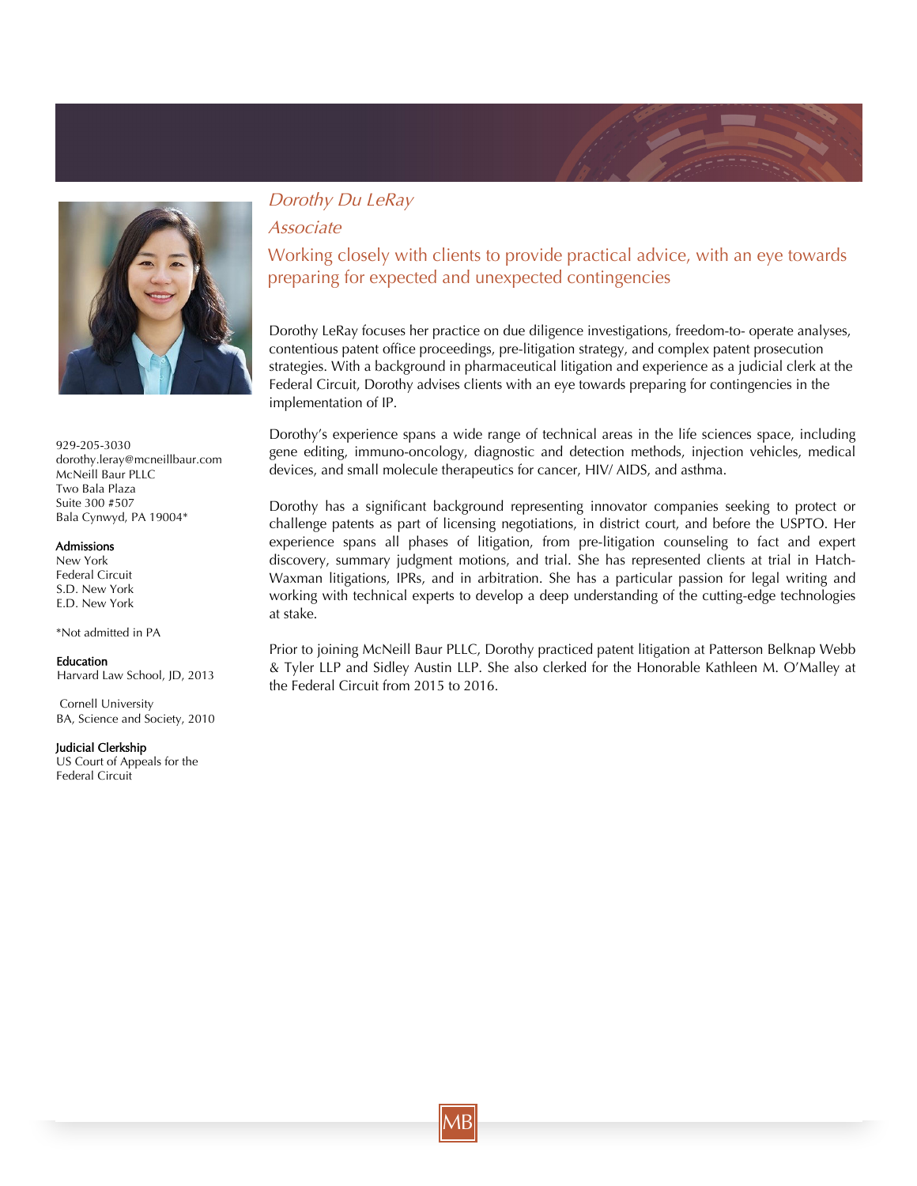# *Dorothy Du LeRay*

## *Associate*

### Working closely with clients to provide practical advice, with an eye towards preparing for expected and unexpected contingencies

929-205-3030
dorothy.leray@mcneillbaur.com
McNeill Baur PLLC
Two Bala Plaza
Suite 300 #507
Bala Cynwyd, PA 19004*

**Admissions**
New York
Federal Circuit
S.D. New York
E.D. New York

*Not admitted in PA

**Education**
Harvard Law School, JD, 2013

Cornell University
BA, Science and Society, 2010

**Judicial Clerkship**
US Court of Appeals for the Federal Circuit

Dorothy LeRay focuses her practice on due diligence investigations, freedom-to- operate analyses, contentious patent office proceedings, pre-litigation strategy, and complex patent prosecution strategies. With a background in pharmaceutical litigation and experience as a judicial clerk at the Federal Circuit, Dorothy advises clients with an eye towards preparing for contingencies in the implementation of IP.

Dorothy's experience spans a wide range of technical areas in the life sciences space, including gene editing, immuno-oncology, diagnostic and detection methods, injection vehicles, medical devices, and small molecule therapeutics for cancer, HIV/ AIDS, and asthma.

Dorothy has a significant background representing innovator companies seeking to protect or challenge patents as part of licensing negotiations, in district court, and before the USPTO. Her experience spans all phases of litigation, from pre-litigation counseling to fact and expert discovery, summary judgment motions, and trial. She has represented clients at trial in Hatch-Waxman litigations, IPRs, and in arbitration. She has a particular passion for legal writing and working with technical experts to develop a deep understanding of the cutting-edge technologies at stake.

Prior to joining McNeill Baur PLLC, Dorothy practiced patent litigation at Patterson Belknap Webb & Tyler LLP and Sidley Austin LLP. She also clerked for the Honorable Kathleen M. O'Malley at the Federal Circuit from 2015 to 2016.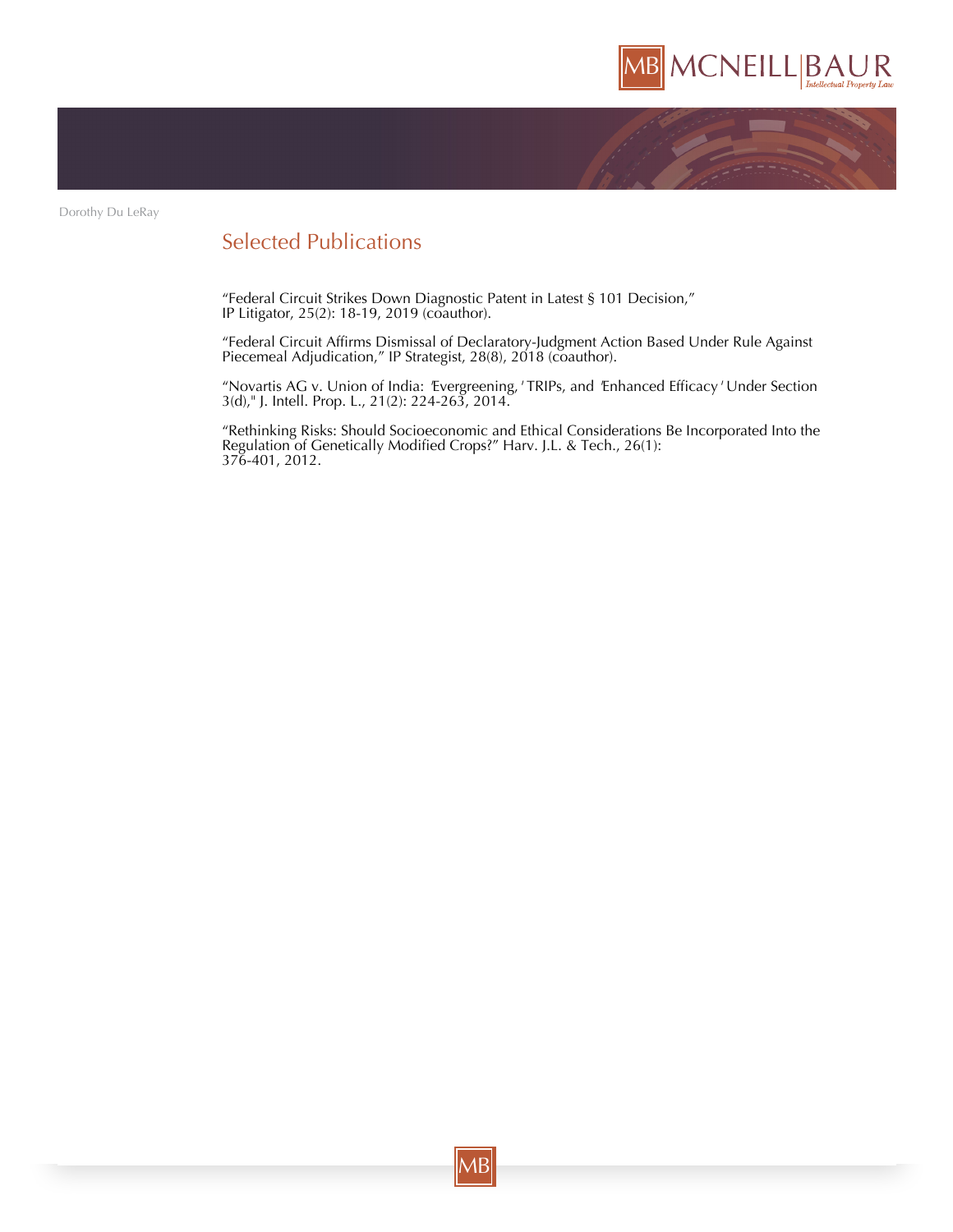Dorothy Du LeRay

## Selected Publications

“Federal Circuit Strikes Down Diagnostic Patent in Latest § 101 Decision,” IP Litigator, 25(2): 18-19, 2019 (coauthor).

“Federal Circuit Affirms Dismissal of Declaratory-Judgment Action Based Under Rule Against Piecemeal Adjudication,” IP Strategist, 28(8), 2018 (coauthor).

“Novartis AG v. Union of India: 'Evergreening,' TRIPs, and 'Enhanced Efficacy' Under Section 3(d)," J. Intell. Prop. L., 21(2): 224-263, 2014.

“Rethinking Risks: Should Socioeconomic and Ethical Considerations Be Incorporated Into the Regulation of Genetically Modified Crops?” Harv. J.L. & Tech., 26(1): 376-401, 2012.